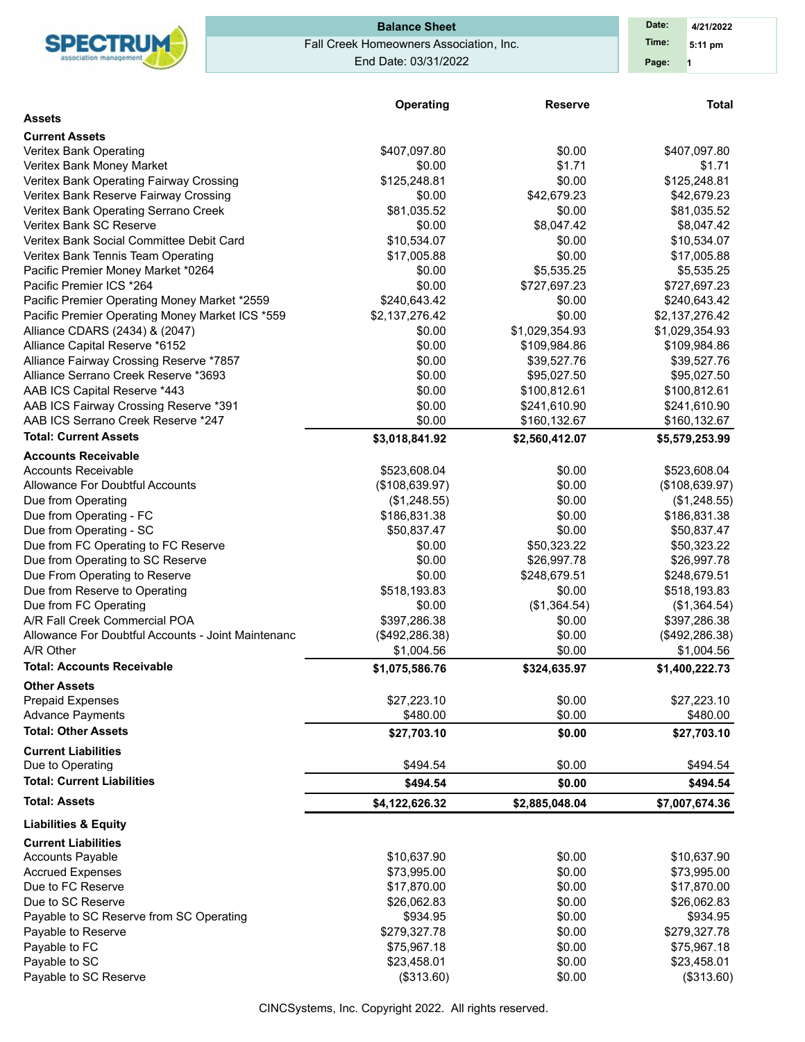# Balance Sheet

Fall Creek Homeowners Association, Inc.

End Date: 03/31/2022

Date: 4/21/2022
Time: 5:11 pm

| | Operating | Reserve | Total |
|---|---|---|---|
| **Assets** | | | |
| **Current Assets** | | | |
| Veritex Bank Operating | $407,097.80 | $0.00 | $407,097.80 |
| Veritex Bank Money Market | $0.00 | $1.71 | $1.71 |
| Veritex Bank Operating Fairway Crossing | $125,248.81 | $0.00 | $125,248.81 |
| Veritex Bank Reserve Fairway Crossing | $0.00 | $42,679.23 | $42,679.23 |
| Veritex Bank Operating Serrano Creek | $81,035.52 | $0.00 | $81,035.52 |
| Veritex Bank SC Reserve | $0.00 | $8,047.42 | $8,047.42 |
| Veritex Bank Social Committee Debit Card | $10,534.07 | $0.00 | $10,534.07 |
| Veritex Bank Tennis Team Operating | $17,005.88 | $0.00 | $17,005.88 |
| Pacific Premier Money Market *0264 | $0.00 | $5,535.25 | $5,535.25 |
| Pacific Premier ICS *264 | $0.00 | $727,697.23 | $727,697.23 |
| Pacific Premier Operating Money Market *2559 | $240,643.42 | $0.00 | $240,643.42 |
| Pacific Premier Operating Money Market ICS *559 | $2,137,276.42 | $0.00 | $2,137,276.42 |
| Alliance CDARS (2434) & (2047) | $0.00 | $1,029,354.93 | $1,029,354.93 |
| Alliance Capital Reserve *6152 | $0.00 | $109,984.86 | $109,984.86 |
| Alliance Fairway Crossing Reserve *7857 | $0.00 | $39,527.76 | $39,527.76 |
| Alliance Serrano Creek Reserve *3693 | $0.00 | $95,027.50 | $95,027.50 |
| AAB ICS Capital Reserve *443 | $0.00 | $100,812.61 | $100,812.61 |
| AAB ICS Fairway Crossing Reserve *391 | $0.00 | $241,610.90 | $241,610.90 |
| AAB ICS Serrano Creek Reserve *247 | $0.00 | $160,132.67 | $160,132.67 |
| **Total: Current Assets** | **$3,018,841.92** | **$2,560,412.07** | **$5,579,253.99** |
| **Accounts Receivable** | | | |
| Accounts Receivable | $523,608.04 | $0.00 | $523,608.04 |
| Allowance For Doubtful Accounts | ($108,639.97) | $0.00 | ($108,639.97) |
| Due from Operating | ($1,248.55) | $0.00 | ($1,248.55) |
| Due from Operating - FC | $186,831.38 | $0.00 | $186,831.38 |
| Due from Operating - SC | $50,837.47 | $0.00 | $50,837.47 |
| Due from FC Operating to FC Reserve | $0.00 | $50,323.22 | $50,323.22 |
| Due from Operating to SC Reserve | $0.00 | $26,997.78 | $26,997.78 |
| Due From Operating to Reserve | $0.00 | $248,679.51 | $248,679.51 |
| Due from Reserve to Operating | $518,193.83 | $0.00 | $518,193.83 |
| Due from FC Operating | $0.00 | ($1,364.54) | ($1,364.54) |
| A/R Fall Creek Commercial POA | $397,286.38 | $0.00 | $397,286.38 |
| Allowance For Doubtful Accounts - Joint Maintenanc | ($492,286.38) | $0.00 | ($492,286.38) |
| A/R Other | $1,004.56 | $0.00 | $1,004.56 |
| **Total: Accounts Receivable** | **$1,075,586.76** | **$324,635.97** | **$1,400,222.73** |
| **Other Assets** | | | |
| Prepaid Expenses | $27,223.10 | $0.00 | $27,223.10 |
| Advance Payments | $480.00 | $0.00 | $480.00 |
| **Total: Other Assets** | **$27,703.10** | **$0.00** | **$27,703.10** |
| **Current Liabilities** | | | |
| Due to Operating | $494.54 | $0.00 | $494.54 |
| **Total: Current Liabilities** | **$494.54** | **$0.00** | **$494.54** |
| **Total: Assets** | **$4,122,626.32** | **$2,885,048.04** | **$7,007,674.36** |
| **Liabilities & Equity** | | | |
| **Current Liabilities** | | | |
| Accounts Payable | $10,637.90 | $0.00 | $10,637.90 |
| Accrued Expenses | $73,995.00 | $0.00 | $73,995.00 |
| Due to FC Reserve | $17,870.00 | $0.00 | $17,870.00 |
| Due to SC Reserve | $26,062.83 | $0.00 | $26,062.83 |
| Payable to SC Reserve from SC Operating | $934.95 | $0.00 | $934.95 |
| Payable to Reserve | $279,327.78 | $0.00 | $279,327.78 |
| Payable to FC | $75,967.18 | $0.00 | $75,967.18 |
| Payable to SC | $23,458.01 | $0.00 | $23,458.01 |
| Payable to SC Reserve | ($313.60) | $0.00 | ($313.60) |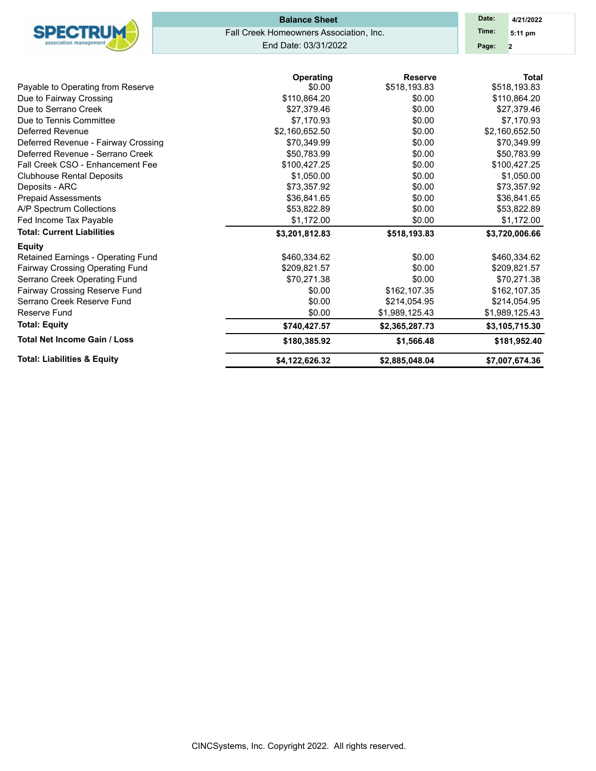**Balance Sheet**

Fall Creek Homeowners Association, Inc.

End Date: 03/31/2022

Date: 4/21/2022
Time: 5:11 pm
Page: 2

| | Operating | Reserve | Total |
|---|---|---|---|
| Payable to Operating from Reserve | $0.00 | $518,193.83 | $518,193.83 |
| Due to Fairway Crossing | $110,864.20 | $0.00 | $110,864.20 |
| Due to Serrano Creek | $27,379.46 | $0.00 | $27,379.46 |
| Due to Tennis Committee | $7,170.93 | $0.00 | $7,170.93 |
| Deferred Revenue | $2,160,652.50 | $0.00 | $2,160,652.50 |
| Deferred Revenue - Fairway Crossing | $70,349.99 | $0.00 | $70,349.99 |
| Deferred Revenue - Serrano Creek | $50,783.99 | $0.00 | $50,783.99 |
| Fall Creek CSO - Enhancement Fee | $100,427.25 | $0.00 | $100,427.25 |
| Clubhouse Rental Deposits | $1,050.00 | $0.00 | $1,050.00 |
| Deposits - ARC | $73,357.92 | $0.00 | $73,357.92 |
| Prepaid Assessments | $36,841.65 | $0.00 | $36,841.65 |
| A/P Spectrum Collections | $53,822.89 | $0.00 | $53,822.89 |
| Fed Income Tax Payable | $1,172.00 | $0.00 | $1,172.00 |
| **Total: Current Liabilities** | **$3,201,812.83** | **$518,193.83** | **$3,720,006.66** |
| **Equity** | | | |
| Retained Earnings - Operating Fund | $460,334.62 | $0.00 | $460,334.62 |
| Fairway Crossing Operating Fund | $209,821.57 | $0.00 | $209,821.57 |
| Serrano Creek Operating Fund | $70,271.38 | $0.00 | $70,271.38 |
| Fairway Crossing Reserve Fund | $0.00 | $162,107.35 | $162,107.35 |
| Serrano Creek Reserve Fund | $0.00 | $214,054.95 | $214,054.95 |
| Reserve Fund | $0.00 | $1,989,125.43 | $1,989,125.43 |
| **Total: Equity** | **$740,427.57** | **$2,365,287.73** | **$3,105,715.30** |
| **Total Net Income Gain / Loss** | **$180,385.92** | **$1,566.48** | **$181,952.40** |
| **Total: Liabilities & Equity** | **$4,122,626.32** | **$2,885,048.04** | **$7,007,674.36** |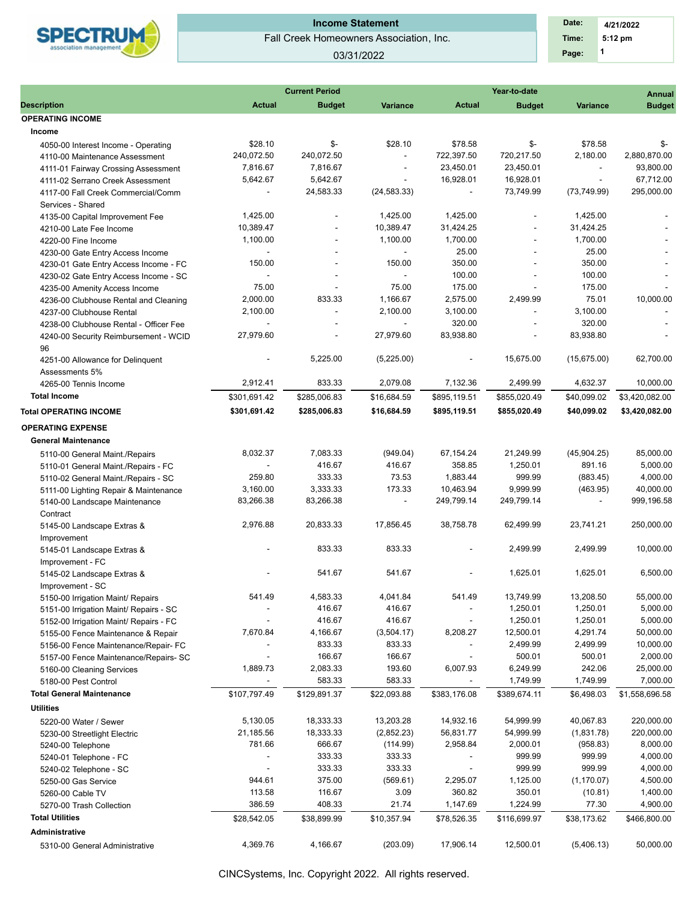**Income Statement**

Fall Creek Homeowners Association, Inc.

03/31/2022

| Date: | 4/21/2022 |
|---|---|
| Time: | 5:12 pm |
| Page: | 1 |

| Description | Current Period Actual | Current Period Budget | Current Period Variance | Year-to-date Actual | Year-to-date Budget | Year-to-date Variance | Annual Budget |
|---|---|---|---|---|---|---|---|
| **OPERATING INCOME** | | | | | | | |
| **Income** | | | | | | | |
| 4050-00 Interest Income - Operating | $28.10 | $- | $28.10 | $78.58 | $- | $78.58 | $- |
| 4110-00 Maintenance Assessment | 240,072.50 | 240,072.50 | - | 722,397.50 | 720,217.50 | 2,180.00 | 2,880,870.00 |
| 4111-01 Fairway Crossing Assessment | 7,816.67 | 7,816.67 | - | 23,450.01 | 23,450.01 | - | 93,800.00 |
| 4111-02 Serrano Creek Assessment | 5,642.67 | 5,642.67 | - | 16,928.01 | 16,928.01 | - | 67,712.00 |
| 4117-00 Fall Creek Commercial/Comm Services - Shared | - | 24,583.33 | (24,583.33) | - | 73,749.99 | (73,749.99) | 295,000.00 |
| 4135-00 Capital Improvement Fee | 1,425.00 | - | 1,425.00 | 1,425.00 | - | 1,425.00 | - |
| 4210-00 Late Fee Income | 10,389.47 | - | 10,389.47 | 31,424.25 | - | 31,424.25 | - |
| 4220-00 Fine Income | 1,100.00 | - | 1,100.00 | 1,700.00 | - | 1,700.00 | - |
| 4230-00 Gate Entry Access Income | - | - | - | 25.00 | - | 25.00 | - |
| 4230-01 Gate Entry Access Income - FC | 150.00 | - | 150.00 | 350.00 | - | 350.00 | - |
| 4230-02 Gate Entry Access Income - SC | - | - | - | 100.00 | - | 100.00 | - |
| 4235-00 Amenity Access Income | 75.00 | - | 75.00 | 175.00 | - | 175.00 | - |
| 4236-00 Clubhouse Rental and Cleaning | 2,000.00 | 833.33 | 1,166.67 | 2,575.00 | 2,499.99 | 75.01 | 10,000.00 |
| 4237-00 Clubhouse Rental | 2,100.00 | - | 2,100.00 | 3,100.00 | - | 3,100.00 | - |
| 4238-00 Clubhouse Rental - Officer Fee | - | - | - | 320.00 | - | 320.00 | - |
| 4240-00 Security Reimbursement - WCID 96 | 27,979.60 | - | 27,979.60 | 83,938.80 | - | 83,938.80 | - |
| 4251-00 Allowance for Delinquent Assessments 5% | - | 5,225.00 | (5,225.00) | - | 15,675.00 | (15,675.00) | 62,700.00 |
| 4265-00 Tennis Income | 2,912.41 | 833.33 | 2,079.08 | 7,132.36 | 2,499.99 | 4,632.37 | 10,000.00 |
| **Total Income** | $301,691.42 | $285,006.83 | $16,684.59 | $895,119.51 | $855,020.49 | $40,099.02 | $3,420,082.00 |
| **Total OPERATING INCOME** | **$301,691.42** | **$285,006.83** | **$16,684.59** | **$895,119.51** | **$855,020.49** | **$40,099.02** | **$3,420,082.00** |
| **OPERATING EXPENSE** | | | | | | | |
| **General Maintenance** | | | | | | | |
| 5110-00 General Maint./Repairs | 8,032.37 | 7,083.33 | (949.04) | 67,154.24 | 21,249.99 | (45,904.25) | 85,000.00 |
| 5110-01 General Maint./Repairs - FC | - | 416.67 | 416.67 | 358.85 | 1,250.01 | 891.16 | 5,000.00 |
| 5110-02 General Maint./Repairs - SC | 259.80 | 333.33 | 73.53 | 1,883.44 | 999.99 | (883.45) | 4,000.00 |
| 5111-00 Lighting Repair & Maintenance | 3,160.00 | 3,333.33 | 173.33 | 10,463.94 | 9,999.99 | (463.95) | 40,000.00 |
| 5140-00 Landscape Maintenance Contract | 83,266.38 | 83,266.38 | - | 249,799.14 | 249,799.14 | - | 999,196.58 |
| 5145-00 Landscape Extras & Improvement | 2,976.88 | 20,833.33 | 17,856.45 | 38,758.78 | 62,499.99 | 23,741.21 | 250,000.00 |
| 5145-01 Landscape Extras & Improvement - FC | - | 833.33 | 833.33 | - | 2,499.99 | 2,499.99 | 10,000.00 |
| 5145-02 Landscape Extras & Improvement - SC | - | 541.67 | 541.67 | - | 1,625.01 | 1,625.01 | 6,500.00 |
| 5150-00 Irrigation Maint/ Repairs | 541.49 | 4,583.33 | 4,041.84 | 541.49 | 13,749.99 | 13,208.50 | 55,000.00 |
| 5151-00 Irrigation Maint/ Repairs - SC | - | 416.67 | 416.67 | - | 1,250.01 | 1,250.01 | 5,000.00 |
| 5152-00 Irrigation Maint/ Repairs - FC | - | 416.67 | 416.67 | - | 1,250.01 | 1,250.01 | 5,000.00 |
| 5155-00 Fence Maintenance & Repair | 7,670.84 | 4,166.67 | (3,504.17) | 8,208.27 | 12,500.01 | 4,291.74 | 50,000.00 |
| 5156-00 Fence Maintenance/Repair- FC | - | 833.33 | 833.33 | - | 2,499.99 | 2,499.99 | 10,000.00 |
| 5157-00 Fence Maintenance/Repairs- SC | - | 166.67 | 166.67 | - | 500.01 | 500.01 | 2,000.00 |
| 5160-00 Cleaning Services | 1,889.73 | 2,083.33 | 193.60 | 6,007.93 | 6,249.99 | 242.06 | 25,000.00 |
| 5180-00 Pest Control | - | 583.33 | 583.33 | - | 1,749.99 | 1,749.99 | 7,000.00 |
| **Total General Maintenance** | $107,797.49 | $129,891.37 | $22,093.88 | $383,176.08 | $389,674.11 | $6,498.03 | $1,558,696.58 |
| **Utilities** | | | | | | | |
| 5220-00 Water / Sewer | 5,130.05 | 18,333.33 | 13,203.28 | 14,932.16 | 54,999.99 | 40,067.83 | 220,000.00 |
| 5230-00 Streetlight Electric | 21,185.56 | 18,333.33 | (2,852.23) | 56,831.77 | 54,999.99 | (1,831.78) | 220,000.00 |
| 5240-00 Telephone | 781.66 | 666.67 | (114.99) | 2,958.84 | 2,000.01 | (958.83) | 8,000.00 |
| 5240-01 Telephone - FC | - | 333.33 | 333.33 | - | 999.99 | 999.99 | 4,000.00 |
| 5240-02 Telephone - SC | - | 333.33 | 333.33 | - | 999.99 | 999.99 | 4,000.00 |
| 5250-00 Gas Service | 944.61 | 375.00 | (569.61) | 2,295.07 | 1,125.00 | (1,170.07) | 4,500.00 |
| 5260-00 Cable TV | 113.58 | 116.67 | 3.09 | 360.82 | 350.01 | (10.81) | 1,400.00 |
| 5270-00 Trash Collection | 386.59 | 408.33 | 21.74 | 1,147.69 | 1,224.99 | 77.30 | 4,900.00 |
| **Total Utilities** | $28,542.05 | $38,899.99 | $10,357.94 | $78,526.35 | $116,699.97 | $38,173.62 | $466,800.00 |
| **Administrative** | | | | | | | |
| 5310-00 General Administrative | 4,369.76 | 4,166.67 | (203.09) | 17,906.14 | 12,500.01 | (5,406.13) | 50,000.00 |

CINCSystems, Inc. Copyright 2022. All rights reserved.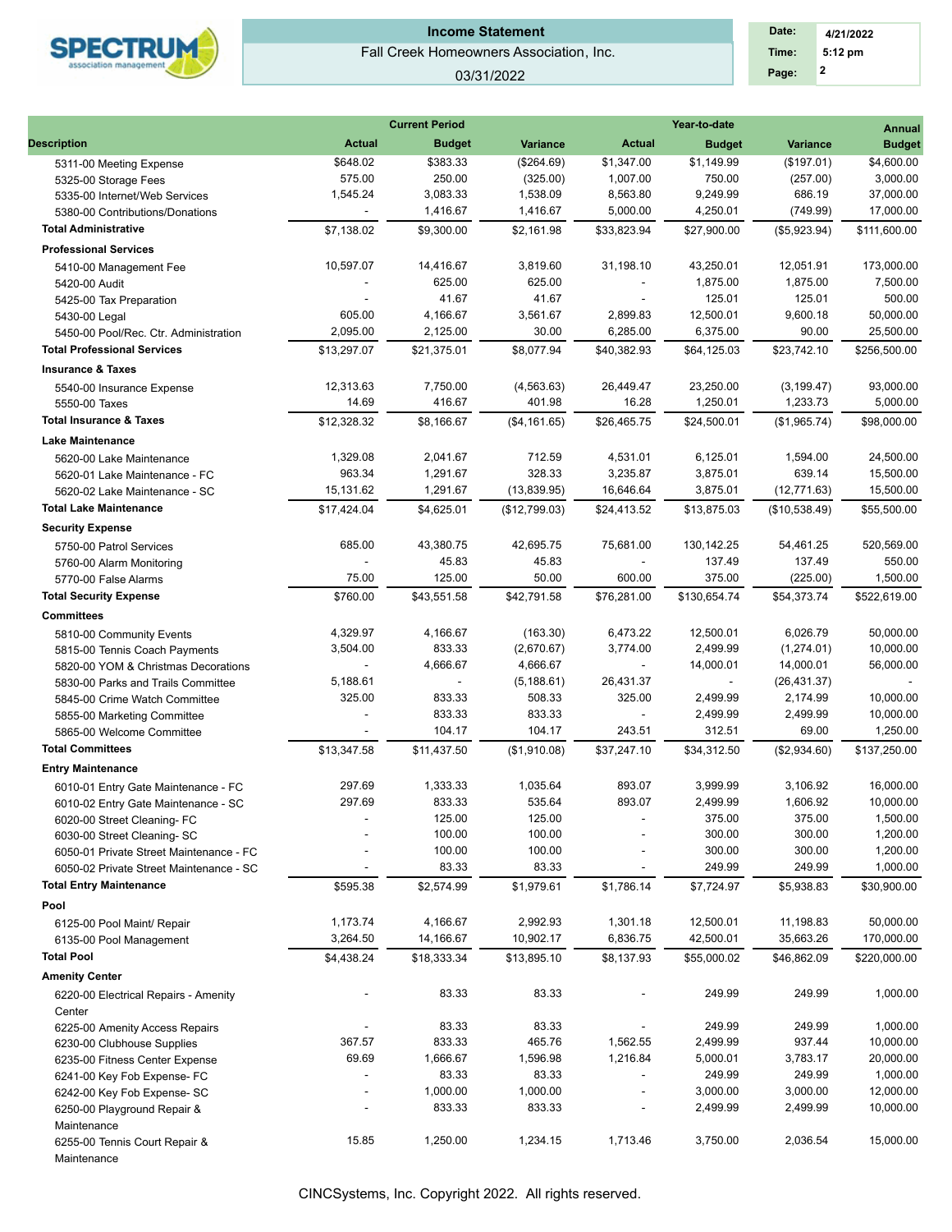## Income Statement

Fall Creek Homeowners Association, Inc.

03/31/2022

Date: 4/21/2022 | Time: 5:12 pm

| Description | Current Period Actual | Current Period Budget | Current Period Variance | Year-to-date Actual | Year-to-date Budget | Year-to-date Variance | Annual Budget |
|---|---|---|---|---|---|---|---|
| 5311-00 Meeting Expense | $648.02 | $383.33 | ($264.69) | $1,347.00 | $1,149.99 | ($197.01) | $4,600.00 |
| 5325-00 Storage Fees | 575.00 | 250.00 | (325.00) | 1,007.00 | 750.00 | (257.00) | 3,000.00 |
| 5335-00 Internet/Web Services | 1,545.24 | 3,083.33 | 1,538.09 | 8,563.80 | 9,249.99 | 686.19 | 37,000.00 |
| 5380-00 Contributions/Donations | - | 1,416.67 | 1,416.67 | 5,000.00 | 4,250.01 | (749.99) | 17,000.00 |
| **Total Administrative** | $7,138.02 | $9,300.00 | $2,161.98 | $33,823.94 | $27,900.00 | ($5,923.94) | $111,600.00 |
| **Professional Services** | | | | | | | |
| 5410-00 Management Fee | 10,597.07 | 14,416.67 | 3,819.60 | 31,198.10 | 43,250.01 | 12,051.91 | 173,000.00 |
| 5420-00 Audit | - | 625.00 | 625.00 | - | 1,875.00 | 1,875.00 | 7,500.00 |
| 5425-00 Tax Preparation | - | 41.67 | 41.67 | - | 125.01 | 125.01 | 500.00 |
| 5430-00 Legal | 605.00 | 4,166.67 | 3,561.67 | 2,899.83 | 12,500.01 | 9,600.18 | 50,000.00 |
| 5450-00 Pool/Rec. Ctr. Administration | 2,095.00 | 2,125.00 | 30.00 | 6,285.00 | 6,375.00 | 90.00 | 25,500.00 |
| **Total Professional Services** | $13,297.07 | $21,375.01 | $8,077.94 | $40,382.93 | $64,125.03 | $23,742.10 | $256,500.00 |
| **Insurance & Taxes** | | | | | | | |
| 5540-00 Insurance Expense | 12,313.63 | 7,750.00 | (4,563.63) | 26,449.47 | 23,250.00 | (3,199.47) | 93,000.00 |
| 5550-00 Taxes | 14.69 | 416.67 | 401.98 | 16.28 | 1,250.01 | 1,233.73 | 5,000.00 |
| **Total Insurance & Taxes** | $12,328.32 | $8,166.67 | ($4,161.65) | $26,465.75 | $24,500.01 | ($1,965.74) | $98,000.00 |
| **Lake Maintenance** | | | | | | | |
| 5620-00 Lake Maintenance | 1,329.08 | 2,041.67 | 712.59 | 4,531.01 | 6,125.01 | 1,594.00 | 24,500.00 |
| 5620-01 Lake Maintenance - FC | 963.34 | 1,291.67 | 328.33 | 3,235.87 | 3,875.01 | 639.14 | 15,500.00 |
| 5620-02 Lake Maintenance - SC | 15,131.62 | 1,291.67 | (13,839.95) | 16,646.64 | 3,875.01 | (12,771.63) | 15,500.00 |
| **Total Lake Maintenance** | $17,424.04 | $4,625.01 | ($12,799.03) | $24,413.52 | $13,875.03 | ($10,538.49) | $55,500.00 |
| **Security Expense** | | | | | | | |
| 5750-00 Patrol Services | 685.00 | 43,380.75 | 42,695.75 | 75,681.00 | 130,142.25 | 54,461.25 | 520,569.00 |
| 5760-00 Alarm Monitoring | - | 45.83 | 45.83 | - | 137.49 | 137.49 | 550.00 |
| 5770-00 False Alarms | 75.00 | 125.00 | 50.00 | 600.00 | 375.00 | (225.00) | 1,500.00 |
| **Total Security Expense** | $760.00 | $43,551.58 | $42,791.58 | $76,281.00 | $130,654.74 | $54,373.74 | $522,619.00 |
| **Committees** | | | | | | | |
| 5810-00 Community Events | 4,329.97 | 4,166.67 | (163.30) | 6,473.22 | 12,500.01 | 6,026.79 | 50,000.00 |
| 5815-00 Tennis Coach Payments | 3,504.00 | 833.33 | (2,670.67) | 3,774.00 | 2,499.99 | (1,274.01) | 10,000.00 |
| 5820-00 YOM & Christmas Decorations | - | 4,666.67 | 4,666.67 | - | 14,000.01 | 14,000.01 | 56,000.00 |
| 5830-00 Parks and Trails Committee | 5,188.61 | - | (5,188.61) | 26,431.37 | - | (26,431.37) | - |
| 5845-00 Crime Watch Committee | 325.00 | 833.33 | 508.33 | 325.00 | 2,499.99 | 2,174.99 | 10,000.00 |
| 5855-00 Marketing Committee | - | 833.33 | 833.33 | - | 2,499.99 | 2,499.99 | 10,000.00 |
| 5865-00 Welcome Committee | - | 104.17 | 104.17 | 243.51 | 312.51 | 69.00 | 1,250.00 |
| **Total Committees** | $13,347.58 | $11,437.50 | ($1,910.08) | $37,247.10 | $34,312.50 | ($2,934.60) | $137,250.00 |
| **Entry Maintenance** | | | | | | | |
| 6010-01 Entry Gate Maintenance - FC | 297.69 | 1,333.33 | 1,035.64 | 893.07 | 3,999.99 | 3,106.92 | 16,000.00 |
| 6010-02 Entry Gate Maintenance - SC | 297.69 | 833.33 | 535.64 | 893.07 | 2,499.99 | 1,606.92 | 10,000.00 |
| 6020-00 Street Cleaning- FC | - | 125.00 | 125.00 | - | 375.00 | 375.00 | 1,500.00 |
| 6030-00 Street Cleaning- SC | - | 100.00 | 100.00 | - | 300.00 | 300.00 | 1,200.00 |
| 6050-01 Private Street Maintenance - FC | - | 100.00 | 100.00 | - | 300.00 | 300.00 | 1,200.00 |
| 6050-02 Private Street Maintenance - SC | - | 83.33 | 83.33 | - | 249.99 | 249.99 | 1,000.00 |
| **Total Entry Maintenance** | $595.38 | $2,574.99 | $1,979.61 | $1,786.14 | $7,724.97 | $5,938.83 | $30,900.00 |
| **Pool** | | | | | | | |
| 6125-00 Pool Maint/ Repair | 1,173.74 | 4,166.67 | 2,992.93 | 1,301.18 | 12,500.01 | 11,198.83 | 50,000.00 |
| 6135-00 Pool Management | 3,264.50 | 14,166.67 | 10,902.17 | 6,836.75 | 42,500.01 | 35,663.26 | 170,000.00 |
| **Total Pool** | $4,438.24 | $18,333.34 | $13,895.10 | $8,137.93 | $55,000.02 | $46,862.09 | $220,000.00 |
| **Amenity Center** | | | | | | | |
| 6220-00 Electrical Repairs - Amenity Center | - | 83.33 | 83.33 | - | 249.99 | 249.99 | 1,000.00 |
| 6225-00 Amenity Access Repairs | - | 83.33 | 83.33 | - | 249.99 | 249.99 | 1,000.00 |
| 6230-00 Clubhouse Supplies | 367.57 | 833.33 | 465.76 | 1,562.55 | 2,499.99 | 937.44 | 10,000.00 |
| 6235-00 Fitness Center Expense | 69.69 | 1,666.67 | 1,596.98 | 1,216.84 | 5,000.01 | 3,783.17 | 20,000.00 |
| 6241-00 Key Fob Expense- FC | - | 83.33 | 83.33 | - | 249.99 | 249.99 | 1,000.00 |
| 6242-00 Key Fob Expense- SC | - | 1,000.00 | 1,000.00 | - | 3,000.00 | 3,000.00 | 12,000.00 |
| 6250-00 Playground Repair & Maintenance | - | 833.33 | 833.33 | - | 2,499.99 | 2,499.99 | 10,000.00 |
| 6255-00 Tennis Court Repair & Maintenance | 15.85 | 1,250.00 | 1,234.15 | 1,713.46 | 3,750.00 | 2,036.54 | 15,000.00 |

CINCSystems, Inc. Copyright 2022. All rights reserved.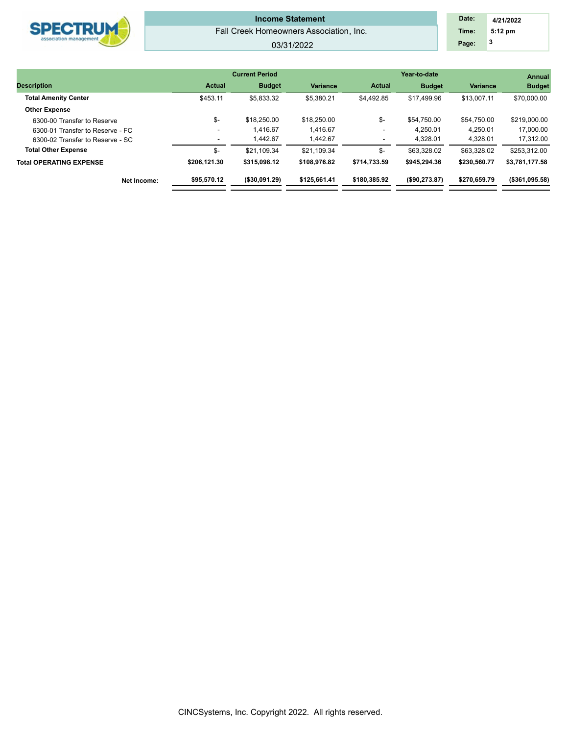# Income Statement

Fall Creek Homeowners Association, Inc.

03/31/2022

| Description | Current Period Actual | Current Period Budget | Current Period Variance | Year-to-date Actual | Year-to-date Budget | Year-to-date Variance | Annual Budget |
|---|---|---|---|---|---|---|---|
| **Total Amenity Center** | $453.11 | $5,833.32 | $5,380.21 | $4,492.85 | $17,499.96 | $13,007.11 | $70,000.00 |
| **Other Expense** | | | | | | | |
| 6300-00 Transfer to Reserve | $- | $18,250.00 | $18,250.00 | $- | $54,750.00 | $54,750.00 | $219,000.00 |
| 6300-01 Transfer to Reserve - FC | - | 1,416.67 | 1,416.67 | - | 4,250.01 | 4,250.01 | 17,000.00 |
| 6300-02 Transfer to Reserve - SC | - | 1,442.67 | 1,442.67 | - | 4,328.01 | 4,328.01 | 17,312.00 |
| **Total Other Expense** | $- | $21,109.34 | $21,109.34 | $- | $63,328.02 | $63,328.02 | $253,312.00 |
| **Total OPERATING EXPENSE** | **$206,121.30** | **$315,098.12** | **$108,976.82** | **$714,733.59** | **$945,294.36** | **$230,560.77** | **$3,781,177.58** |
| **Net Income:** | **$95,570.12** | **($30,091.29)** | **$125,661.41** | **$180,385.92** | **($90,273.87)** | **$270,659.79** | **($361,095.58)** |

CINCSystems, Inc. Copyright 2022. All rights reserved.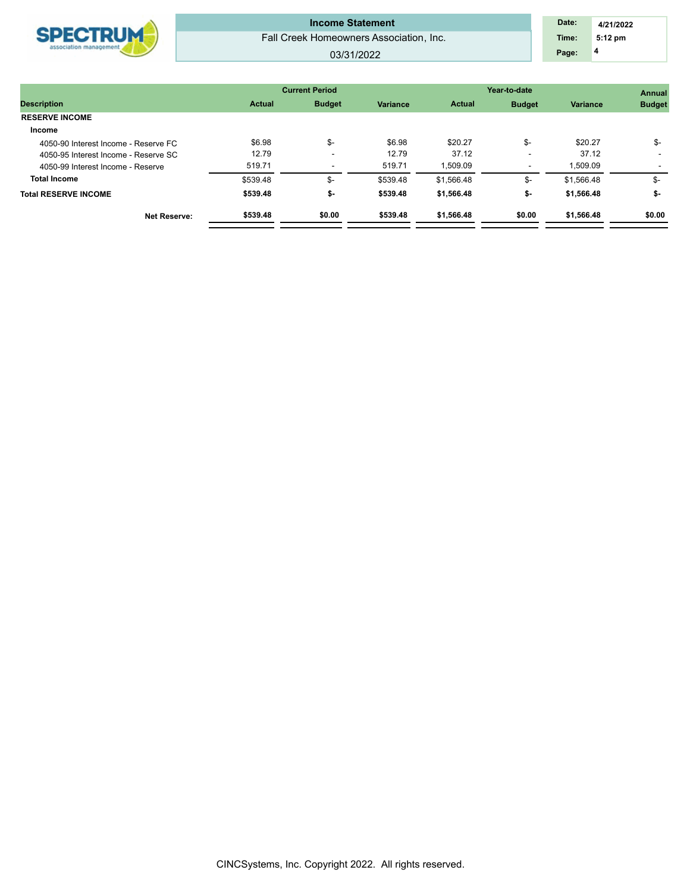# Income Statement

Fall Creek Homeowners Association, Inc.

03/31/2022

| | Current Period | | | Year-to-date | | | Annual |
|---|---|---|---|---|---|---|---|
| **Description** | **Actual** | **Budget** | **Variance** | **Actual** | **Budget** | **Variance** | **Budget** |
| **RESERVE INCOME** | | | | | | | |
| **Income** | | | | | | | |
| 4050-90 Interest Income - Reserve FC | $6.98 | $- | $6.98 | $20.27 | $- | $20.27 | $- |
| 4050-95 Interest Income - Reserve SC | 12.79 | - | 12.79 | 37.12 | - | 37.12 | - |
| 4050-99 Interest Income - Reserve | 519.71 | - | 519.71 | 1,509.09 | - | 1,509.09 | - |
| **Total Income** | $539.48 | $- | $539.48 | $1,566.48 | $- | $1,566.48 | $- |
| **Total RESERVE INCOME** | **$539.48** | **$-** | **$539.48** | **$1,566.48** | **$-** | **$1,566.48** | **$-** |
| **Net Reserve:** | **$539.48** | **$0.00** | **$539.48** | **$1,566.48** | **$0.00** | **$1,566.48** | **$0.00** |

CINCSystems, Inc. Copyright 2022. All rights reserved.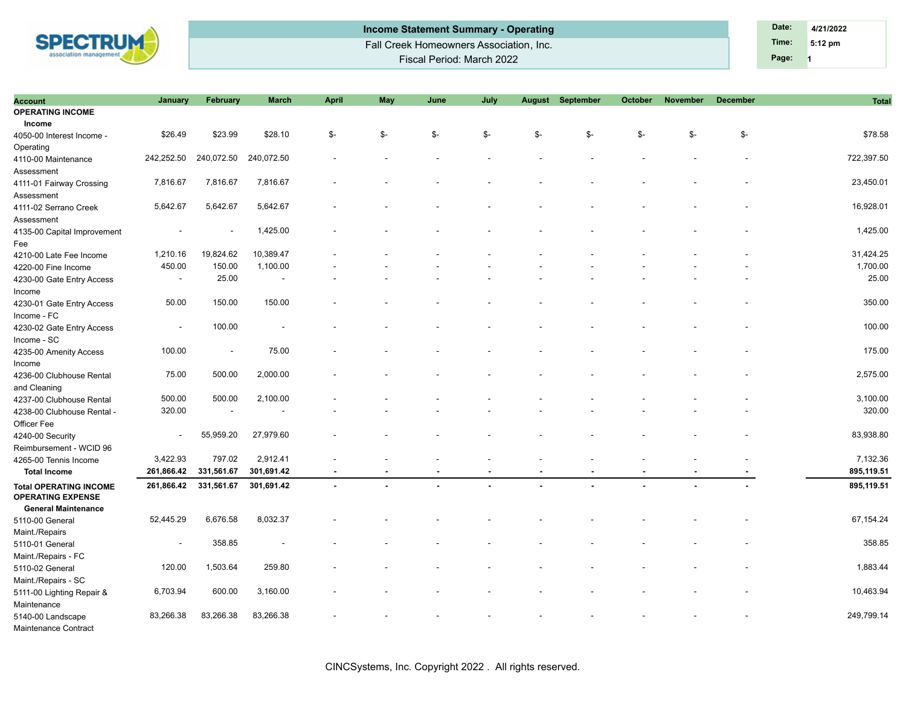# Income Statement Summary - Operating

Fall Creek Homeowners Association, Inc.

Fiscal Period: March 2022

Date: 4/21/2022
Time: 5:12 pm
Page: 1

| Account | January | February | March | April | May | June | July | August | September | October | November | December | Total |
|---|---|---|---|---|---|---|---|---|---|---|---|---|---|
| **OPERATING INCOME** | | | | | | | | | | | | | |
| **Income** | | | | | | | | | | | | | |
| 4050-00 Interest Income - Operating | $26.49 | $23.99 | $28.10 | $- | $- | $- | $- | $- | $- | $- | $- | $- | $78.58 |
| 4110-00 Maintenance Assessment | 242,252.50 | 240,072.50 | 240,072.50 | - | - | - | - | - | - | - | - | - | 722,397.50 |
| 4111-01 Fairway Crossing Assessment | 7,816.67 | 7,816.67 | 7,816.67 | - | - | - | - | - | - | - | - | - | 23,450.01 |
| 4111-02 Serrano Creek Assessment | 5,642.67 | 5,642.67 | 5,642.67 | - | - | - | - | - | - | - | - | - | 16,928.01 |
| 4135-00 Capital Improvement Fee | - | - | 1,425.00 | - | - | - | - | - | - | - | - | - | 1,425.00 |
| 4210-00 Late Fee Income | 1,210.16 | 19,824.62 | 10,389.47 | - | - | - | - | - | - | - | - | - | 31,424.25 |
| 4220-00 Fine Income | 450.00 | 150.00 | 1,100.00 | - | - | - | - | - | - | - | - | - | 1,700.00 |
| 4230-00 Gate Entry Access Income | - | 25.00 | - | - | - | - | - | - | - | - | - | - | 25.00 |
| 4230-01 Gate Entry Access Income - FC | 50.00 | 150.00 | 150.00 | - | - | - | - | - | - | - | - | - | 350.00 |
| 4230-02 Gate Entry Access Income - SC | - | 100.00 | - | - | - | - | - | - | - | - | - | - | 100.00 |
| 4235-00 Amenity Access Income | 100.00 | - | 75.00 | - | - | - | - | - | - | - | - | - | 175.00 |
| 4236-00 Clubhouse Rental and Cleaning | 75.00 | 500.00 | 2,000.00 | - | - | - | - | - | - | - | - | - | 2,575.00 |
| 4237-00 Clubhouse Rental | 500.00 | 500.00 | 2,100.00 | - | - | - | - | - | - | - | - | - | 3,100.00 |
| 4238-00 Clubhouse Rental - Officer Fee | 320.00 | - | - | - | - | - | - | - | - | - | - | - | 320.00 |
| 4240-00 Security Reimbursement - WCID 96 | - | 55,959.20 | 27,979.60 | - | - | - | - | - | - | - | - | - | 83,938.80 |
| 4265-00 Tennis Income | 3,422.93 | 797.02 | 2,912.41 | - | - | - | - | - | - | - | - | - | 7,132.36 |
| **Total Income** | **261,866.42** | **331,561.67** | **301,691.42** | **-** | **-** | **-** | **-** | **-** | **-** | **-** | **-** | **-** | **895,119.51** |
| **Total OPERATING INCOME** | **261,866.42** | **331,561.67** | **301,691.42** | **-** | **-** | **-** | **-** | **-** | **-** | **-** | **-** | **-** | **895,119.51** |
| **OPERATING EXPENSE** | | | | | | | | | | | | | |
| **General Maintenance** | | | | | | | | | | | | | |
| 5110-00 General Maint./Repairs | 52,445.29 | 6,676.58 | 8,032.37 | - | - | - | - | - | - | - | - | - | 67,154.24 |
| 5110-01 General Maint./Repairs - FC | - | 358.85 | - | - | - | - | - | - | - | - | - | - | 358.85 |
| 5110-02 General Maint./Repairs - SC | 120.00 | 1,503.64 | 259.80 | - | - | - | - | - | - | - | - | - | 1,883.44 |
| 5111-00 Lighting Repair & Maintenance | 6,703.94 | 600.00 | 3,160.00 | - | - | - | - | - | - | - | - | - | 10,463.94 |
| 5140-00 Landscape Maintenance Contract | 83,266.38 | 83,266.38 | 83,266.38 | - | - | - | - | - | - | - | - | - | 249,799.14 |

CINCSystems, Inc. Copyright 2022 . All rights reserved.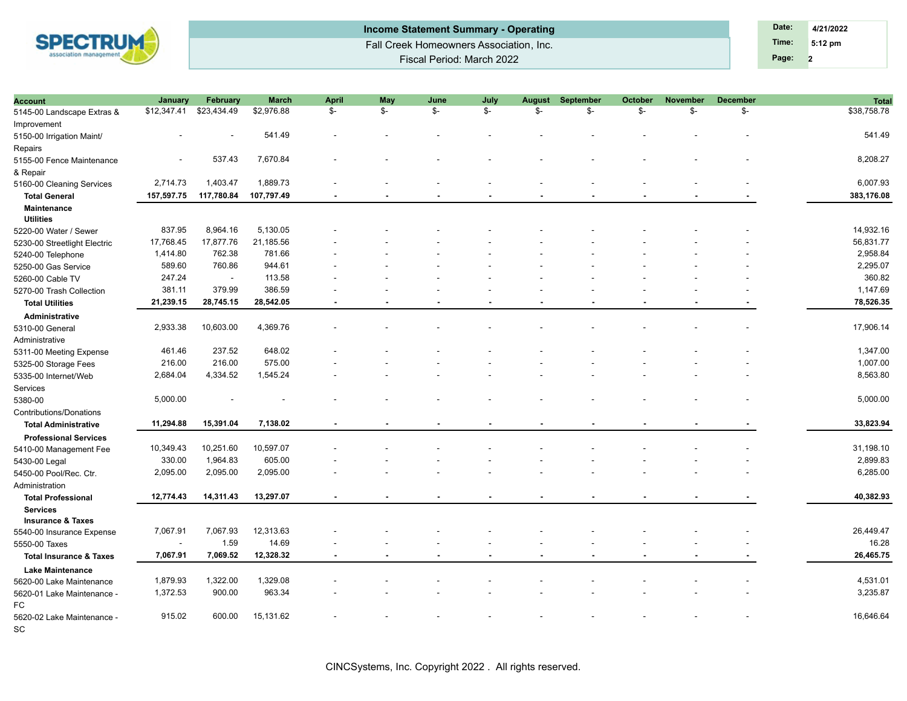Income Statement Summary - Operating

Fall Creek Homeowners Association, Inc.

Fiscal Period: March 2022

| Account | January | February | March | April | May | June | July | August | September | October | November | December | Total |
|---|---|---|---|---|---|---|---|---|---|---|---|---|---|
| 5145-00 Landscape Extras & Improvement | $12,347.41 | $23,434.49 | $2,976.88 | $- | $- | $- | $- | $- | $- | $- | $- | $- | $38,758.78 |
| 5150-00 Irrigation Maint/ Repairs | - | - | 541.49 | - | - | - | - | - | - | - | - | - | 541.49 |
| 5155-00 Fence Maintenance & Repair | - | 537.43 | 7,670.84 | - | - | - | - | - | - | - | - | - | 8,208.27 |
| 5160-00 Cleaning Services | 2,714.73 | 1,403.47 | 1,889.73 | - | - | - | - | - | - | - | - | - | 6,007.93 |
| **Total General Maintenance** | **157,597.75** | **117,780.84** | **107,797.49** | **-** | **-** | **-** | **-** | **-** | **-** | **-** | **-** | **-** | **383,176.08** |
| **Utilities** | | | | | | | | | | | | | |
| 5220-00 Water / Sewer | 837.95 | 8,964.16 | 5,130.05 | - | - | - | - | - | - | - | - | - | 14,932.16 |
| 5230-00 Streetlight Electric | 17,768.45 | 17,877.76 | 21,185.56 | - | - | - | - | - | - | - | - | - | 56,831.77 |
| 5240-00 Telephone | 1,414.80 | 762.38 | 781.66 | - | - | - | - | - | - | - | - | - | 2,958.84 |
| 5250-00 Gas Service | 589.60 | 760.86 | 944.61 | - | - | - | - | - | - | - | - | - | 2,295.07 |
| 5260-00 Cable TV | 247.24 | - | 113.58 | - | - | - | - | - | - | - | - | - | 360.82 |
| 5270-00 Trash Collection | 381.11 | 379.99 | 386.59 | - | - | - | - | - | - | - | - | - | 1,147.69 |
| **Total Utilities** | **21,239.15** | **28,745.15** | **28,542.05** | **-** | **-** | **-** | **-** | **-** | **-** | **-** | **-** | **-** | **78,526.35** |
| **Administrative** | | | | | | | | | | | | | |
| 5310-00 General Administrative | 2,933.38 | 10,603.00 | 4,369.76 | - | - | - | - | - | - | - | - | - | 17,906.14 |
| 5311-00 Meeting Expense | 461.46 | 237.52 | 648.02 | - | - | - | - | - | - | - | - | - | 1,347.00 |
| 5325-00 Storage Fees | 216.00 | 216.00 | 575.00 | - | - | - | - | - | - | - | - | - | 1,007.00 |
| 5335-00 Internet/Web Services | 2,684.04 | 4,334.52 | 1,545.24 | - | - | - | - | - | - | - | - | - | 8,563.80 |
| 5380-00 Contributions/Donations | 5,000.00 | - | - | - | - | - | - | - | - | - | - | - | 5,000.00 |
| **Total Administrative** | **11,294.88** | **15,391.04** | **7,138.02** | **-** | **-** | **-** | **-** | **-** | **-** | **-** | **-** | **-** | **33,823.94** |
| **Professional Services** | | | | | | | | | | | | | |
| 5410-00 Management Fee | 10,349.43 | 10,251.60 | 10,597.07 | - | - | - | - | - | - | - | - | - | 31,198.10 |
| 5430-00 Legal | 330.00 | 1,964.83 | 605.00 | - | - | - | - | - | - | - | - | - | 2,899.83 |
| 5450-00 Pool/Rec. Ctr. Administration | 2,095.00 | 2,095.00 | 2,095.00 | - | - | - | - | - | - | - | - | - | 6,285.00 |
| **Total Professional Services** | **12,774.43** | **14,311.43** | **13,297.07** | **-** | **-** | **-** | **-** | **-** | **-** | **-** | **-** | **-** | **40,382.93** |
| **Insurance & Taxes** | | | | | | | | | | | | | |
| 5540-00 Insurance Expense | 7,067.91 | 7,067.93 | 12,313.63 | - | - | - | - | - | - | - | - | - | 26,449.47 |
| 5550-00 Taxes | - | 1.59 | 14.69 | - | - | - | - | - | - | - | - | - | 16.28 |
| **Total Insurance & Taxes** | **7,067.91** | **7,069.52** | **12,328.32** | **-** | **-** | **-** | **-** | **-** | **-** | **-** | **-** | **-** | **26,465.75** |
| **Lake Maintenance** | | | | | | | | | | | | | |
| 5620-00 Lake Maintenance | 1,879.93 | 1,322.00 | 1,329.08 | - | - | - | - | - | - | - | - | - | 4,531.01 |
| 5620-01 Lake Maintenance - FC | 1,372.53 | 900.00 | 963.34 | - | - | - | - | - | - | - | - | - | 3,235.87 |
| 5620-02 Lake Maintenance - SC | 915.02 | 600.00 | 15,131.62 | - | - | - | - | - | - | - | - | - | 16,646.64 |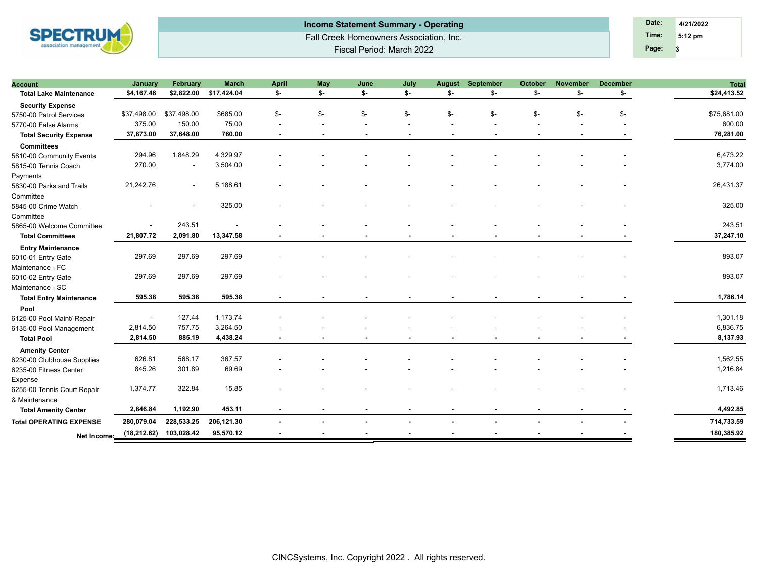## Income Statement Summary - Operating

Fall Creek Homeowners Association, Inc.

Fiscal Period: March 2022

| Date: | 4/21/2022 |
|---|---|
| Time: | 5:12 pm |
| Page: | 3 |

| Account | January | February | March | April | May | June | July | August | September | October | November | December | Total |
|---|---|---|---|---|---|---|---|---|---|---|---|---|---|
| **Total Lake Maintenance** | **$4,167.48** | **$2,822.00** | **$17,424.04** | **$-** | **$-** | **$-** | **$-** | **$-** | **$-** | **$-** | **$-** | **$-** | **$24,413.52** |
| **Security Expense** | | | | | | | | | | | | | |
| 5750-00 Patrol Services | $37,498.00 | $37,498.00 | $685.00 | $- | $- | $- | $- | $- | $- | $- | $- | $- | $75,681.00 |
| 5770-00 False Alarms | 375.00 | 150.00 | 75.00 | - | - | - | - | - | - | - | - | - | 600.00 |
| **Total Security Expense** | **37,873.00** | **37,648.00** | **760.00** | **-** | **-** | **-** | **-** | **-** | **-** | **-** | **-** | **-** | **76,281.00** |
| **Committees** | | | | | | | | | | | | | |
| 5810-00 Community Events | 294.96 | 1,848.29 | 4,329.97 | - | - | - | - | - | - | - | - | - | 6,473.22 |
| 5815-00 Tennis Coach Payments | 270.00 | - | 3,504.00 | - | - | - | - | - | - | - | - | - | 3,774.00 |
| 5830-00 Parks and Trails Committee | 21,242.76 | - | 5,188.61 | - | - | - | - | - | - | - | - | - | 26,431.37 |
| 5845-00 Crime Watch Committee | - | - | 325.00 | - | - | - | - | - | - | - | - | - | 325.00 |
| 5865-00 Welcome Committee | - | 243.51 | - | - | - | - | - | - | - | - | - | - | 243.51 |
| **Total Committees** | **21,807.72** | **2,091.80** | **13,347.58** | **-** | **-** | **-** | **-** | **-** | **-** | **-** | **-** | **-** | **37,247.10** |
| **Entry Maintenance** | | | | | | | | | | | | | |
| 6010-01 Entry Gate Maintenance - FC | 297.69 | 297.69 | 297.69 | - | - | - | - | - | - | - | - | - | 893.07 |
| 6010-02 Entry Gate Maintenance - SC | 297.69 | 297.69 | 297.69 | - | - | - | - | - | - | - | - | - | 893.07 |
| **Total Entry Maintenance** | **595.38** | **595.38** | **595.38** | **-** | **-** | **-** | **-** | **-** | **-** | **-** | **-** | **-** | **1,786.14** |
| **Pool** | | | | | | | | | | | | | |
| 6125-00 Pool Maint/ Repair | - | 127.44 | 1,173.74 | - | - | - | - | - | - | - | - | - | 1,301.18 |
| 6135-00 Pool Management | 2,814.50 | 757.75 | 3,264.50 | - | - | - | - | - | - | - | - | - | 6,836.75 |
| **Total Pool** | **2,814.50** | **885.19** | **4,438.24** | **-** | **-** | **-** | **-** | **-** | **-** | **-** | **-** | **-** | **8,137.93** |
| **Amenity Center** | | | | | | | | | | | | | |
| 6230-00 Clubhouse Supplies | 626.81 | 568.17 | 367.57 | - | - | - | - | - | - | - | - | - | 1,562.55 |
| 6235-00 Fitness Center Expense | 845.26 | 301.89 | 69.69 | - | - | - | - | - | - | - | - | - | 1,216.84 |
| 6255-00 Tennis Court Repair & Maintenance | 1,374.77 | 322.84 | 15.85 | - | - | - | - | - | - | - | - | - | 1,713.46 |
| **Total Amenity Center** | **2,846.84** | **1,192.90** | **453.11** | **-** | **-** | **-** | **-** | **-** | **-** | **-** | **-** | **-** | **4,492.85** |
| **Total OPERATING EXPENSE** | **280,079.04** | **228,533.25** | **206,121.30** | **-** | **-** | **-** | **-** | **-** | **-** | **-** | **-** | **-** | **714,733.59** |
| **Net Income:** | **(18,212.62)** | **103,028.42** | **95,570.12** | **-** | **-** | **-** | **-** | **-** | **-** | **-** | **-** | **-** | **180,385.92** |

CINCSystems, Inc. Copyright 2022 . All rights reserved.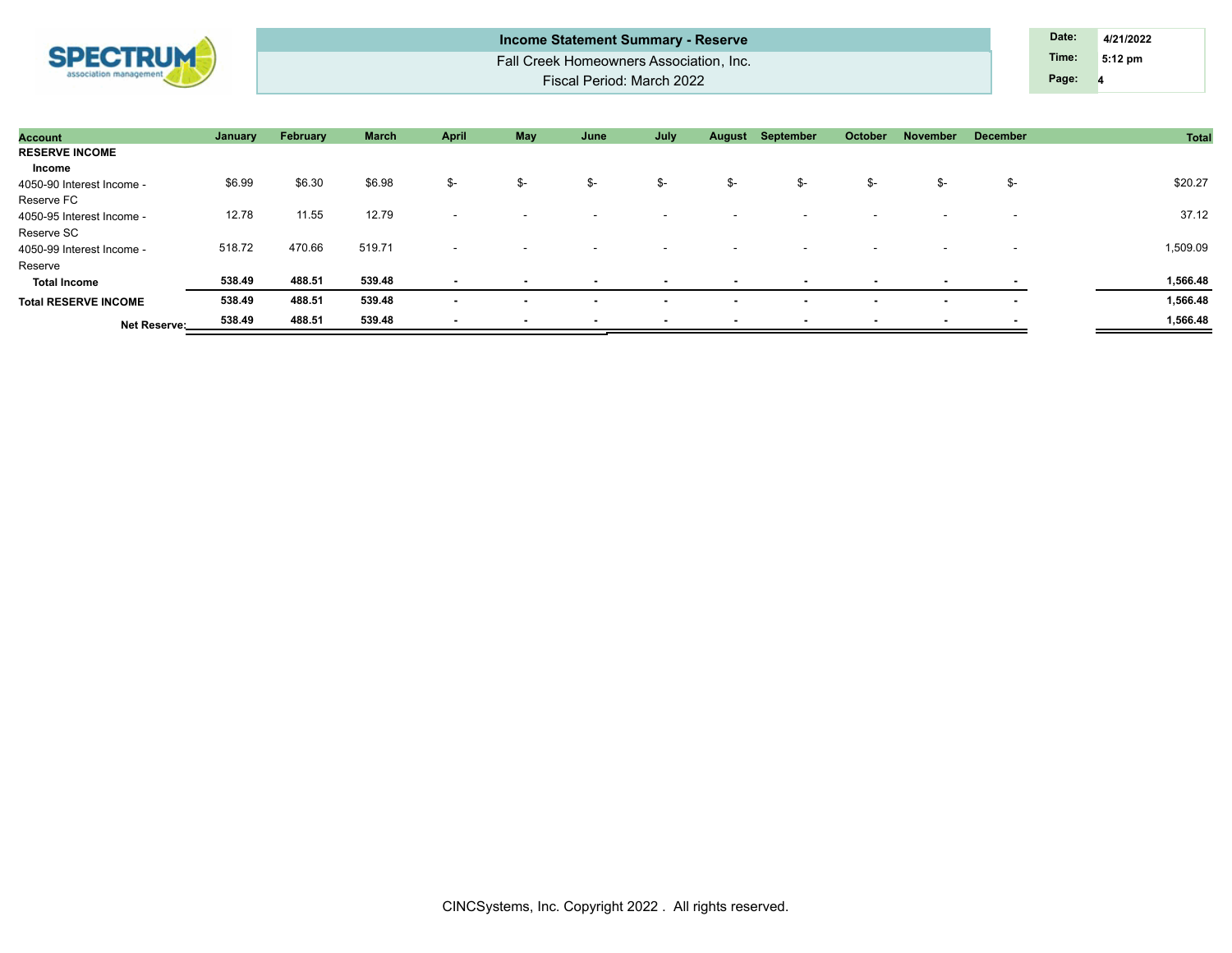**Income Statement Summary - Reserve**

Fall Creek Homeowners Association, Inc.

Fiscal Period: March 2022

| | |
|---|---|
| Date: | 4/21/2022 |
| Time: | 5:12 pm |
| Page: | 4 |

| Account | January | February | March | April | May | June | July | August | September | October | November | December | Total |
|---|---|---|---|---|---|---|---|---|---|---|---|---|---|
| **RESERVE INCOME** | | | | | | | | | | | | | |
| **Income** | | | | | | | | | | | | | |
| 4050-90 Interest Income - Reserve FC | $6.99 | $6.30 | $6.98 | $- | $- | $- | $- | $- | $- | $- | $- | $- | $20.27 |
| 4050-95 Interest Income - Reserve SC | 12.78 | 11.55 | 12.79 | - | - | - | - | - | - | - | - | - | 37.12 |
| 4050-99 Interest Income - Reserve | 518.72 | 470.66 | 519.71 | - | - | - | - | - | - | - | - | - | 1,509.09 |
| **Total Income** | **538.49** | **488.51** | **539.48** | **-** | **-** | **-** | **-** | **-** | **-** | **-** | **-** | **-** | **1,566.48** |
| **Total RESERVE INCOME** | **538.49** | **488.51** | **539.48** | **-** | **-** | **-** | **-** | **-** | **-** | **-** | **-** | **-** | **1,566.48** |
| **Net Reserve:** | **538.49** | **488.51** | **539.48** | **-** | **-** | **-** | **-** | **-** | **-** | **-** | **-** | **-** | **1,566.48** |

CINCSystems, Inc. Copyright 2022 . All rights reserved.